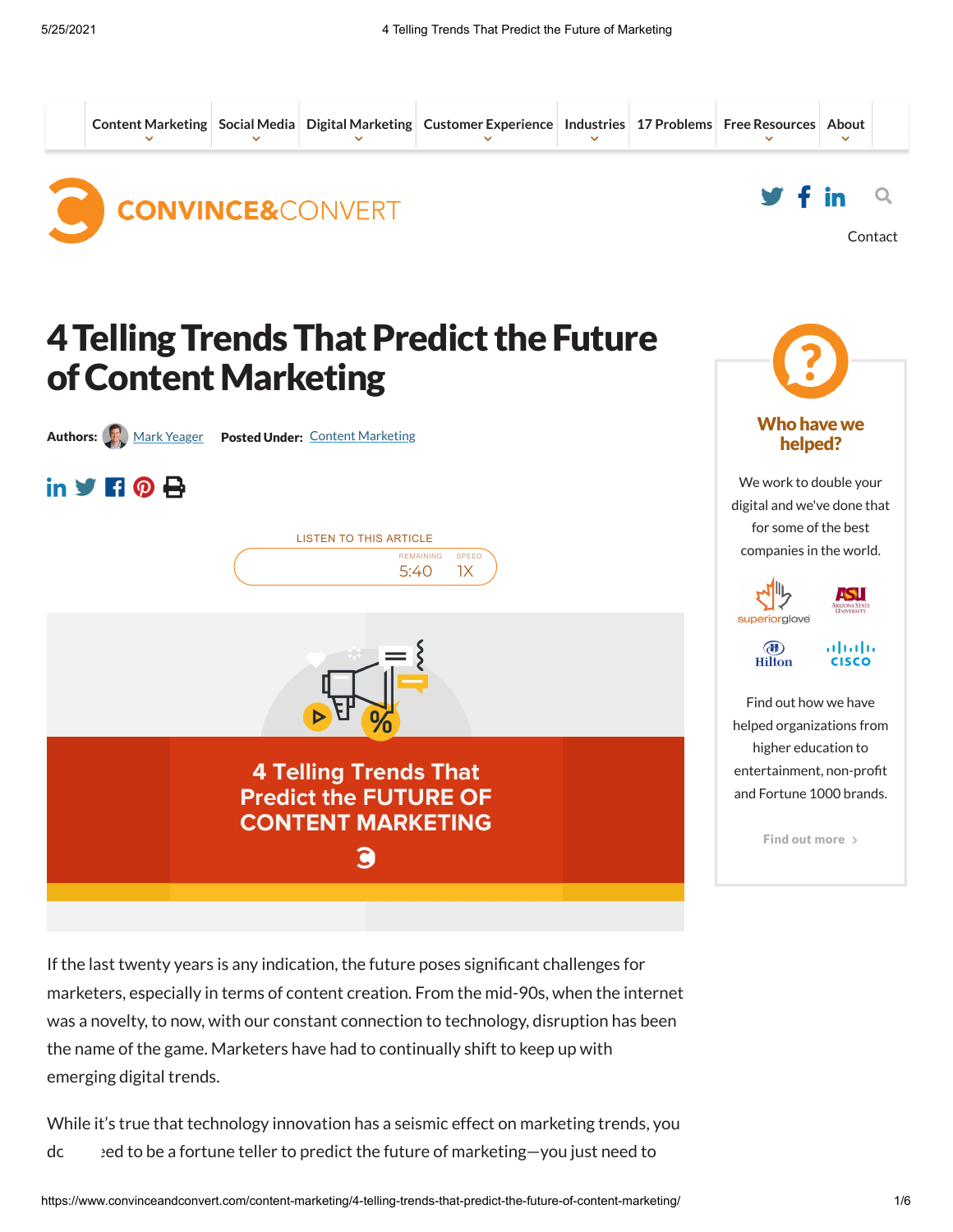Content Marketing | Social Media | Digital Marketing | Customer Experience | Industries | 17 Problems | Free Resources | About

CONVINCE&CONVERT

Contact

# 4 Telling Trends That Predict the Future of Content Marketing

**Authors:** Mark Yeager **Posted Under:** Content Marketing

LISTEN TO THIS ARTICLE

REMAINING 5:40 SPEED 1X

4 Telling Trends That Predict the FUTURE OF CONTENT MARKETING

If the last twenty years is any indication, the future poses significant challenges for marketers, especially in terms of content creation. From the mid-90s, when the internet was a novelty, to now, with our constant connection to technology, disruption has been the name of the game. Marketers have had to continually shift to keep up with emerging digital trends.

While it's true that technology innovation has a seismic effect on marketing trends, you dc   ͏eed to be a fortune teller to predict the future of marketing—you just need to

**Who have we helped?**

We work to double your digital and we've done that for some of the best companies in the world.

Find out how we have helped organizations from higher education to entertainment, non-profit and Fortune 1000 brands.

Find out more >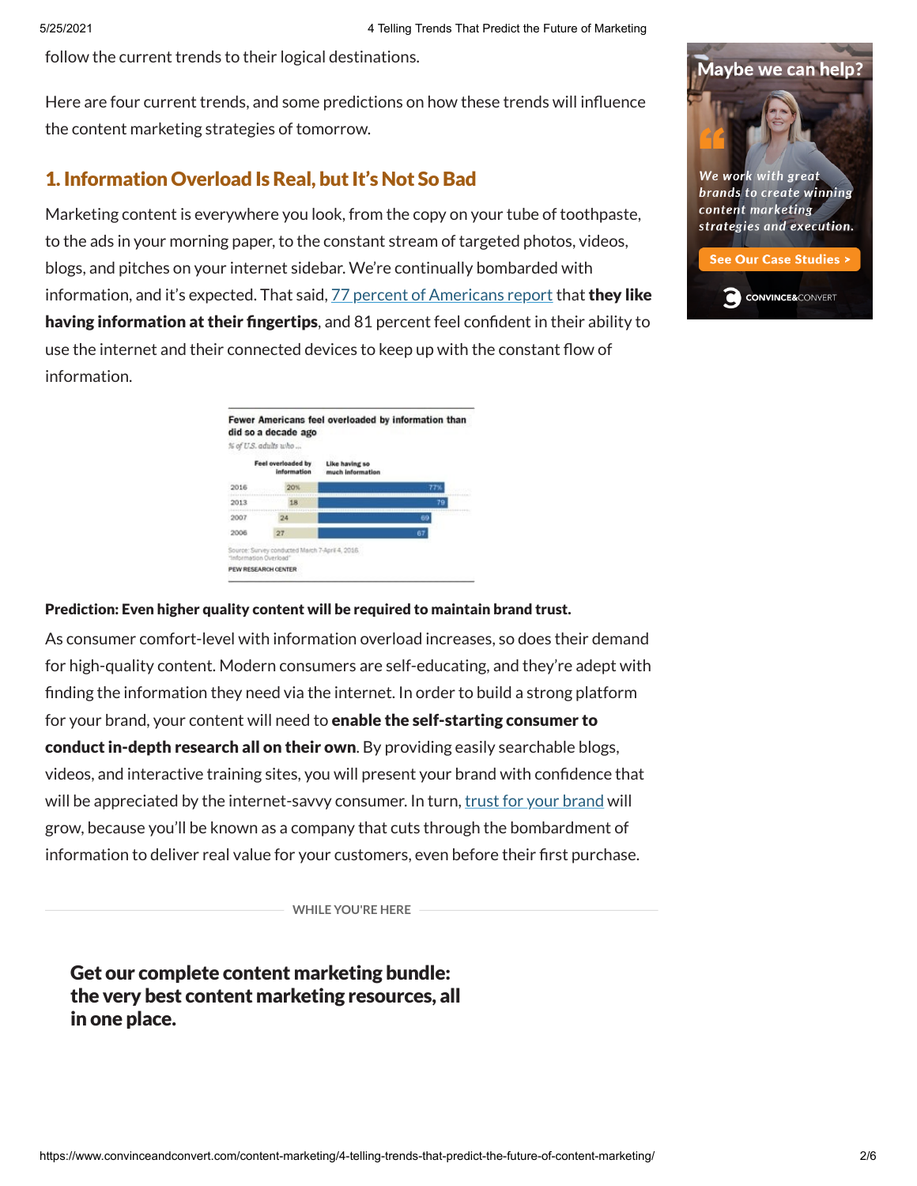follow the current trends to their logical destinations.

Here are four current trends, and some predictions on how these trends will influence the content marketing strategies of tomorrow.

## 1. Information Overload Is Real, but It's Not So Bad

Marketing content is everywhere you look, from the copy on your tube of toothpaste, to the ads in your morning paper, to the constant stream of targeted photos, videos, blogs, and pitches on your internet sidebar. We're continually bombarded with information, and it's expected. That said, 77 percent of Americans report that **they like having information at their fingertips**, and 81 percent feel confident in their ability to use the internet and their connected devices to keep up with the constant flow of information.

**Fewer Americans feel overloaded by information than did so a decade ago**

*% of U.S. adults who ...*

| | Feel overloaded by information | Like having so much information |
|---|---|---|
| 2016 | 20% | 77% |
| 2013 | 18 | 79 |
| 2007 | 24 | 69 |
| 2006 | 27 | 67 |

Source: Survey conducted March 7-April 4, 2016.
"Information Overload"
PEW RESEARCH CENTER

**Prediction: Even higher quality content will be required to maintain brand trust.**

As consumer comfort-level with information overload increases, so does their demand for high-quality content. Modern consumers are self-educating, and they're adept with finding the information they need via the internet. In order to build a strong platform for your brand, your content will need to **enable the self-starting consumer to conduct in-depth research all on their own**. By providing easily searchable blogs, videos, and interactive training sites, you will present your brand with confidence that will be appreciated by the internet-savvy consumer. In turn, trust for your brand will grow, because you'll be known as a company that cuts through the bombardment of information to deliver real value for your customers, even before their first purchase.

WHILE YOU'RE HERE

**Get our complete content marketing bundle: the very best content marketing resources, all in one place.**

Maybe we can help?

*We work with great brands to create winning content marketing strategies and execution.*

See Our Case Studies >

CONVINCE&CONVERT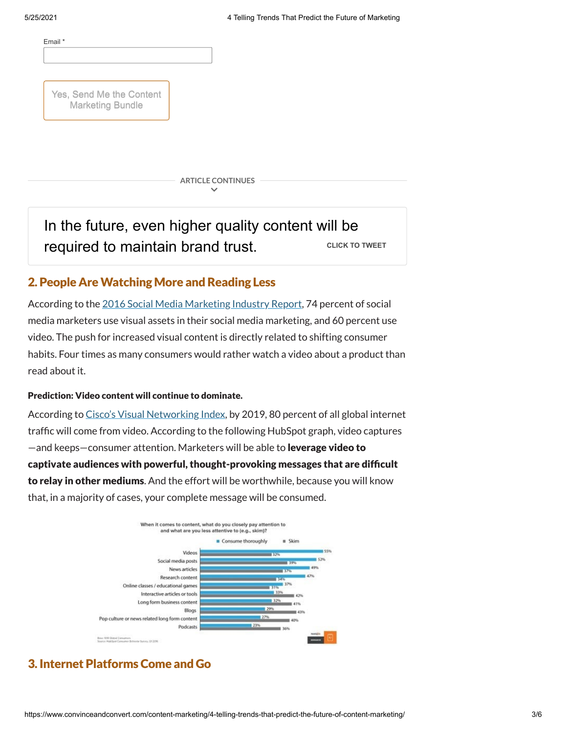Email *

Yes, Send Me the Content Marketing Bundle

ARTICLE CONTINUES

> In the future, even higher quality content will be required to maintain brand trust. CLICK TO TWEET

## 2. People Are Watching More and Reading Less

According to the 2016 Social Media Marketing Industry Report, 74 percent of social media marketers use visual assets in their social media marketing, and 60 percent use video. The push for increased visual content is directly related to shifting consumer habits. Four times as many consumers would rather watch a video about a product than read about it.

**Prediction: Video content will continue to dominate.**

According to Cisco's Visual Networking Index, by 2019, 80 percent of all global internet traffic will come from video. According to the following HubSpot graph, video captures—and keeps—consumer attention. Marketers will be able to **leverage video to captivate audiences with powerful, thought-provoking messages that are difficult to relay in other mediums**. And the effort will be worthwhile, because you will know that, in a majority of cases, your complete message will be consumed.

When it comes to content, what do you closely pay attention to and what are you less attentive to (e.g., skim)?

| Content type | Consume thoroughly | Skim |
|---|---|---|
| Videos | 55% | 32% |
| Social media posts | 52% | 39% |
| News articles | 49% | 37% |
| Research content | 47% | 34% |
| Online classes / educational games | 37% | 31% |
| Interactive articles or tools | 33% | 42% |
| Long form business content | 32% | 41% |
| Blogs | 29% | 43% |
| Pop culture or news related long form content | 27% | 40% |
| Podcasts | 23% | 36% |

## 3. Internet Platforms Come and Go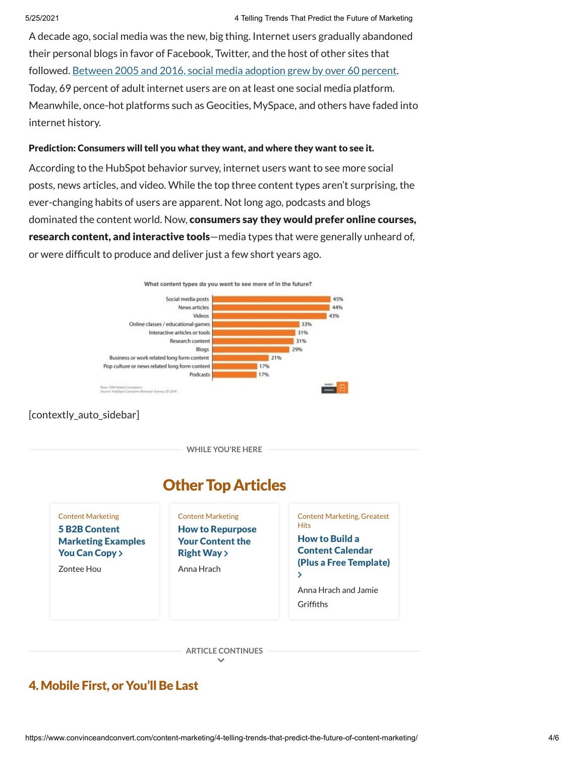A decade ago, social media was the new, big thing. Internet users gradually abandoned their personal blogs in favor of Facebook, Twitter, and the host of other sites that followed. [Between 2005 and 2016, social media adoption grew by over 60 percent](). Today, 69 percent of adult internet users are on at least one social media platform. Meanwhile, once-hot platforms such as Geocities, MySpace, and others have faded into internet history.

**Prediction: Consumers will tell you what they want, and where they want to see it.**

According to the HubSpot behavior survey, internet users want to see more social posts, news articles, and video. While the top three content types aren't surprising, the ever-changing habits of users are apparent. Not long ago, podcasts and blogs dominated the content world. Now, **consumers say they would prefer online courses, research content, and interactive tools**—media types that were generally unheard of, or were difficult to produce and deliver just a few short years ago.

What content types do you want to see more of in the future?

| Content type | % |
|---|---|
| Social media posts | 45% |
| News articles | 44% |
| Videos | 43% |
| Online classes / educational games | 33% |
| Interactive articles or tools | 31% |
| Research content | 31% |
| Blogs | 29% |
| Business or work related long form content | 21% |
| Pop culture or news related long form content | 17% |
| Podcasts | 17% |

Base: 1091 Global Consumers
Source: HubSpot Consumer Behavior Survey, Q1 2016

[contextly_auto_sidebar]

WHILE YOU'RE HERE

## Other Top Articles

Content Marketing
**5 B2B Content Marketing Examples You Can Copy ›**
Zontee Hou

Content Marketing
**How to Repurpose Your Content the Right Way ›**
Anna Hrach

Content Marketing, Greatest Hits
**How to Build a Content Calendar (Plus a Free Template) ›**
Anna Hrach and Jamie Griffiths

ARTICLE CONTINUES

## 4. Mobile First, or You'll Be Last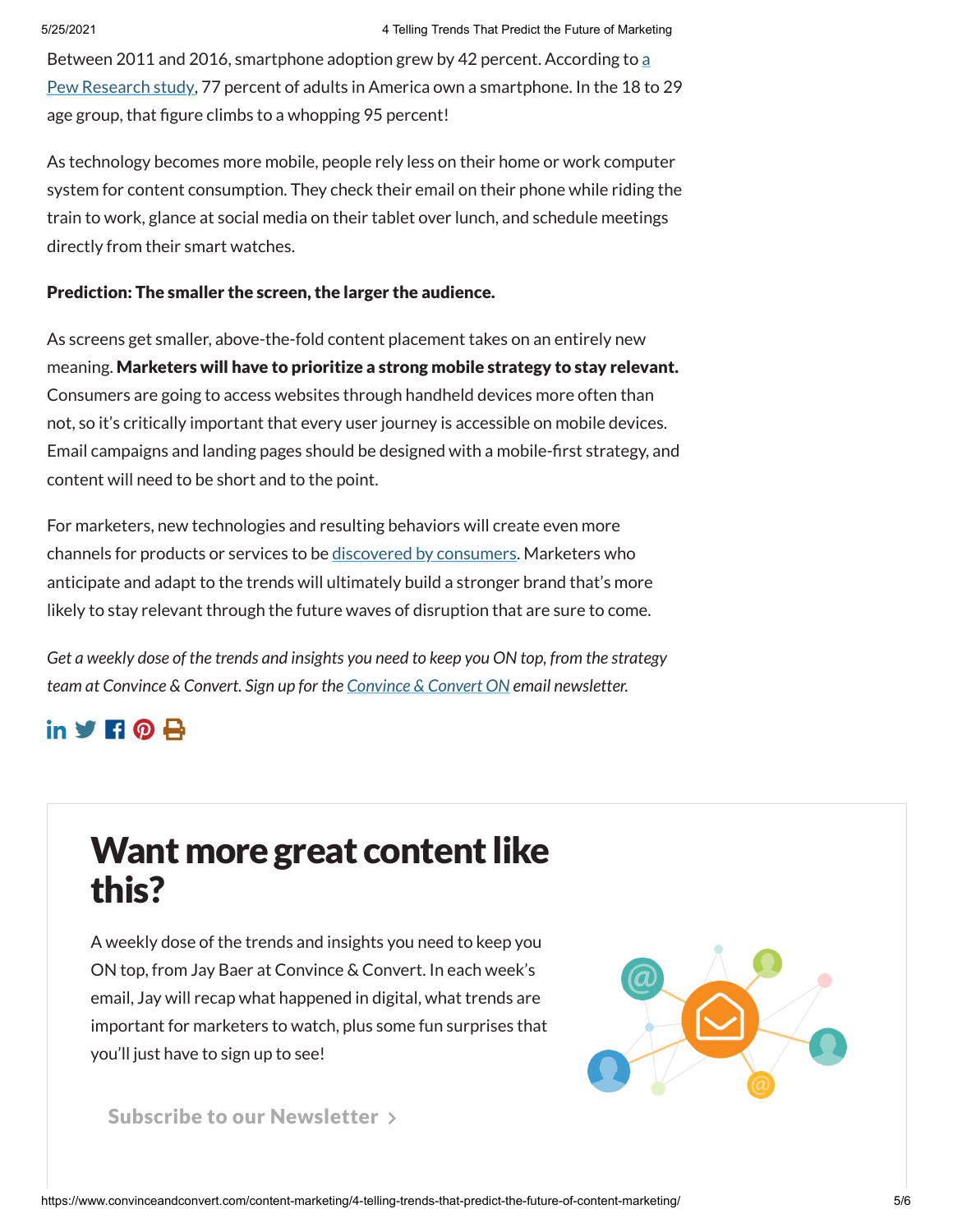Between 2011 and 2016, smartphone adoption grew by 42 percent. According to [a Pew Research study](), 77 percent of adults in America own a smartphone. In the 18 to 29 age group, that figure climbs to a whopping 95 percent!

As technology becomes more mobile, people rely less on their home or work computer system for content consumption. They check their email on their phone while riding the train to work, glance at social media on their tablet over lunch, and schedule meetings directly from their smart watches.

**Prediction: The smaller the screen, the larger the audience.**

As screens get smaller, above-the-fold content placement takes on an entirely new meaning. **Marketers will have to prioritize a strong mobile strategy to stay relevant.** Consumers are going to access websites through handheld devices more often than not, so it's critically important that every user journey is accessible on mobile devices. Email campaigns and landing pages should be designed with a mobile-first strategy, and content will need to be short and to the point.

For marketers, new technologies and resulting behaviors will create even more channels for products or services to be [discovered by consumers](). Marketers who anticipate and adapt to the trends will ultimately build a stronger brand that's more likely to stay relevant through the future waves of disruption that are sure to come.

*Get a weekly dose of the trends and insights you need to keep you ON top, from the strategy team at Convince & Convert. Sign up for the [Convince & Convert ON]() email newsletter.*

# Want more great content like this?

A weekly dose of the trends and insights you need to keep you ON top, from Jay Baer at Convince & Convert. In each week's email, Jay will recap what happened in digital, what trends are important for marketers to watch, plus some fun surprises that you'll just have to sign up to see!

Subscribe to our Newsletter >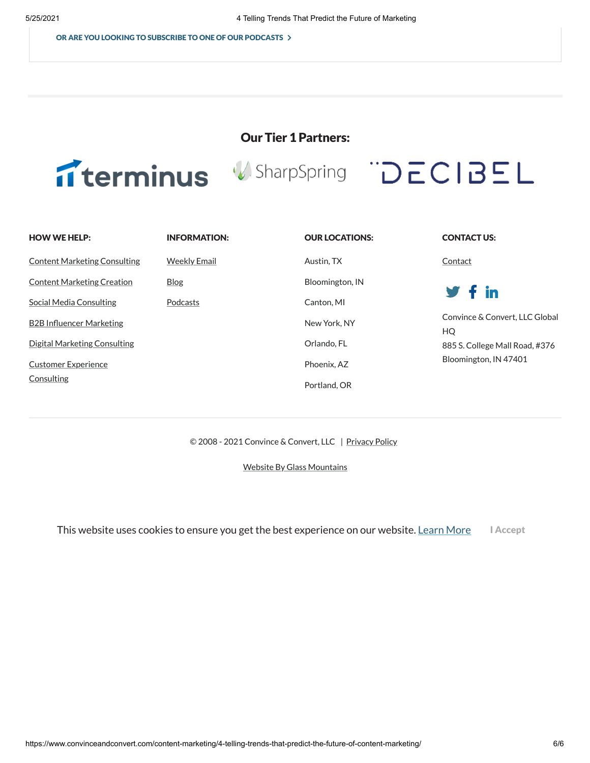OR ARE YOU LOOKING TO SUBSCRIBE TO ONE OF OUR PODCASTS >

## Our Tier 1 Partners:

terminus SharpSpring DECIBEL

**HOW WE HELP:**

- Content Marketing Consulting
- Content Marketing Creation
- Social Media Consulting
- B2B Influencer Marketing
- Digital Marketing Consulting
- Customer Experience Consulting

**INFORMATION:**

- Weekly Email
- Blog
- Podcasts

**OUR LOCATIONS:**

Austin, TX

Bloomington, IN

Canton, MI

New York, NY

Orlando, FL

Phoenix, AZ

Portland, OR

**CONTACT US:**

Contact

Convince & Convert, LLC Global HQ
885 S. College Mall Road, #376
Bloomington, IN 47401

© 2008 - 2021 Convince & Convert, LLC | Privacy Policy

Website By Glass Mountains

This website uses cookies to ensure you get the best experience on our website. Learn More I Accept